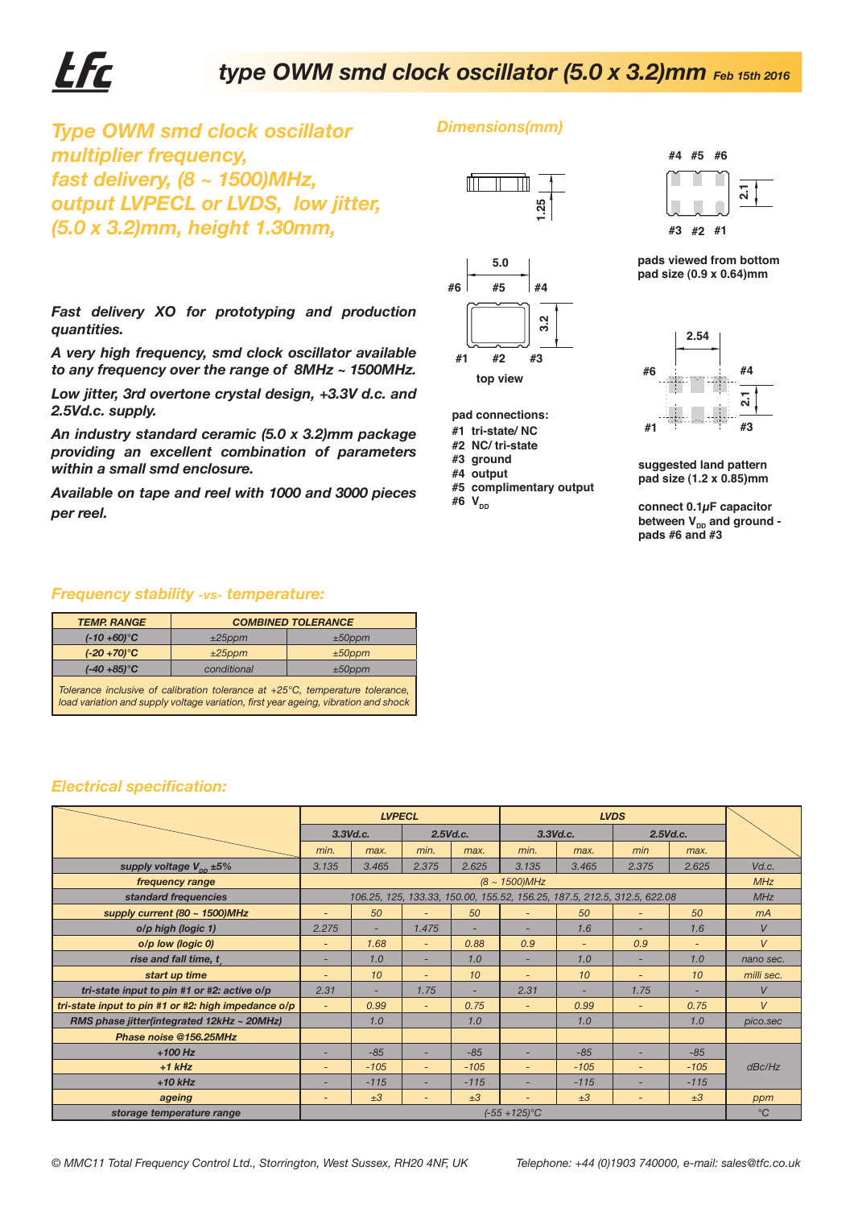# type OWM smd clock oscillator (5.0 x 3.2)mm *Feb 15th 2016*

## Type OWM smd clock oscillator multiplier frequency, fast delivery, (8 ~ 1500)MHz, output LVPECL or LVDS, low jitter, (5.0 x 3.2)mm, height 1.30mm,

***Fast delivery XO for prototyping and production quantities.***

***A very high frequency, smd clock oscillator available to any frequency over the range of 8MHz ~ 1500MHz.***

***Low jitter, 3rd overtone crystal design, +3.3V d.c. and 2.5Vd.c. supply.***

***An industry standard ceramic (5.0 x 3.2)mm package providing an excellent combination of parameters within a small smd enclosure.***

***Available on tape and reel with 1000 and 3000 pieces per reel.***

### Dimensions(mm)

1.25

5.0

#6 #5 #4

3.2

#1 #2 #3

top view

#4 #5 #6

2.1

#3 #2 #1

**pads viewed from bottom**
**pad size (0.9 x 0.64)mm**

2.54

#6 #4

2.1

#1 #3

**suggested land pattern**
**pad size (1.2 x 0.85)mm**

**pad connections:**
- **#1 tri-state/ NC**
- **#2 NC/ tri-state**
- **#3 ground**
- **#4 output**
- **#5 complimentary output**
- **#6 $V_{DD}$**

**connect 0.1µF capacitor between $V_{DD}$ and ground - pads #6 and #3**

### Frequency stability -vs- temperature:

| TEMP. RANGE | COMBINED TOLERANCE | |
|---|---|---|
| (-10 +60)°C | ±25ppm | ±50ppm |
| (-20 +70)°C | ±25ppm | ±50ppm |
| (-40 +85)°C | conditional | ±50ppm |

*Tolerance inclusive of calibration tolerance at +25°C, temperature tolerance, load variation and supply voltage variation, first year ageing, vibration and shock*

### Electrical specification:

| | LVPECL | | | | LVDS | | | | |
|---|---|---|---|---|---|---|---|---|---|
| | 3.3Vd.c. | | 2.5Vd.c. | | 3.3Vd.c. | | 2.5Vd.c. | | |
| | min. | max. | min. | max. | min. | max. | min | max. | |
| supply voltage $V_{DD}$ ±5% | 3.135 | 3.465 | 2.375 | 2.625 | 3.135 | 3.465 | 2.375 | 2.625 | Vd.c. |
| frequency range | (8 ~ 1500)MHz | | | | | | | | MHz |
| standard frequencies | 106.25, 125, 133.33, 150.00, 155.52, 156.25, 187.5, 212.5, 312.5, 622.08 | | | | | | | | MHz |
| supply current (80 ~ 1500)MHz | - | 50 | - | 50 | - | 50 | - | 50 | mA |
| o/p high (logic 1) | 2.275 | - | 1.475 | - | - | 1.6 | - | 1.6 | V |
| o/p low (logic 0) | - | 1.68 | - | 0.88 | 0.9 | - | 0.9 | - | V |
| rise and fall time, $t_r$ | - | 1.0 | - | 1.0 | - | 1.0 | - | 1.0 | nano sec. |
| start up time | - | 10 | - | 10 | - | 10 | - | 10 | milli sec. |
| tri-state input to pin #1 or #2: active o/p | 2.31 | - | 1.75 | - | 2.31 | - | 1.75 | - | V |
| tri-state input to pin #1 or #2: high impedance o/p | - | 0.99 | - | 0.75 | - | 0.99 | - | 0.75 | V |
| RMS phase jitter(integrated 12kHz ~ 20MHz) | | 1.0 | | 1.0 | | 1.0 | | 1.0 | pico.sec |
| Phase noise @156.25MHz | | | | | | | | | |
| +100 Hz | - | -85 | - | -85 | - | -85 | - | -85 | dBc/Hz |
| +1 kHz | - | -105 | - | -105 | - | -105 | - | -105 | dBc/Hz |
| +10 kHz | - | -115 | - | -115 | - | -115 | - | -115 | dBc/Hz |
| ageing | - | ±3 | - | ±3 | - | ±3 | - | ±3 | ppm |
| storage temperature range | (-55 +125)°C | | | | | | | | °C |

© MMC11 Total Frequency Control Ltd., Storrington, West Sussex, RH20 4NF, UK    Telephone: +44 (0)1903 740000, e-mail: sales@tfc.co.uk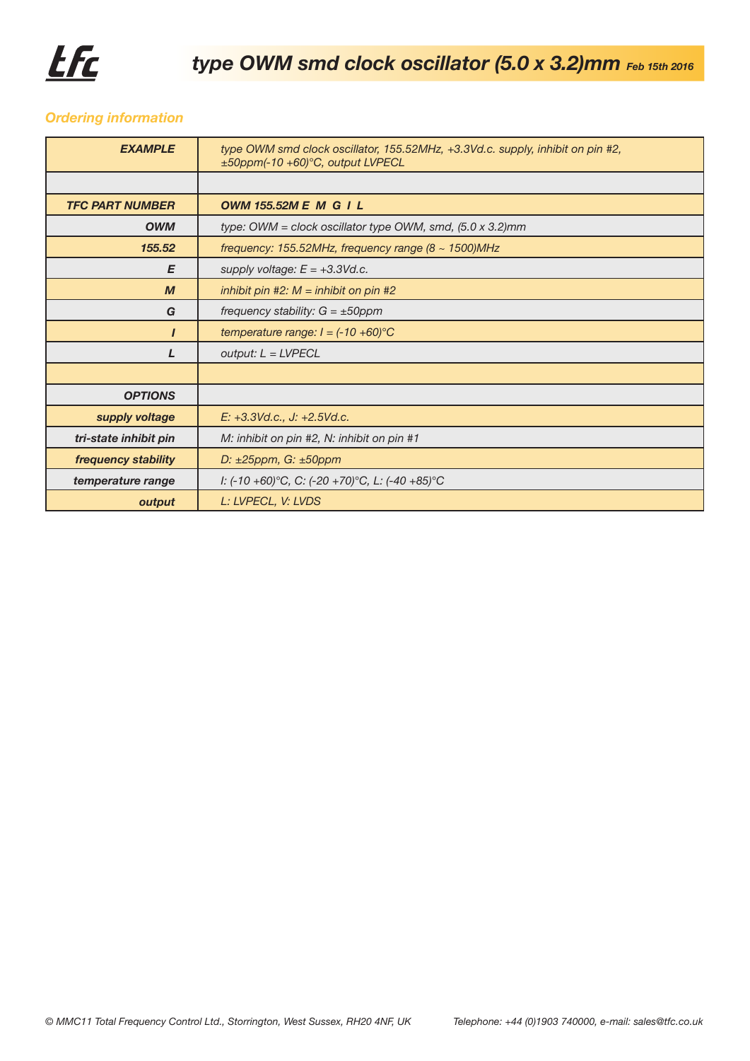## Ordering information

| | |
|---|---|
| **EXAMPLE** | type OWM smd clock oscillator, 155.52MHz, +3.3Vd.c. supply, inhibit on pin #2, ±50ppm(-10 +60)°C, output LVPECL |
| | |
| **TFC PART NUMBER** | **OWM 155.52M E M G I L** |
| **OWM** | type: OWM = clock oscillator type OWM, smd, (5.0 x 3.2)mm |
| **155.52** | frequency: 155.52MHz, frequency range (8 ~ 1500)MHz |
| **E** | supply voltage: E = +3.3Vd.c. |
| **M** | inhibit pin #2: M = inhibit on pin #2 |
| **G** | frequency stability: G = ±50ppm |
| **I** | temperature range: I = (-10 +60)°C |
| **L** | output: L = LVPECL |
| | |
| **OPTIONS** | |
| **supply voltage** | E: +3.3Vd.c., J: +2.5Vd.c. |
| **tri-state inhibit pin** | M: inhibit on pin #2, N: inhibit on pin #1 |
| **frequency stability** | D: ±25ppm, G: ±50ppm |
| **temperature range** | I: (-10 +60)°C, C: (-20 +70)°C, L: (-40 +85)°C |
| **output** | L: LVPECL, V: LVDS |